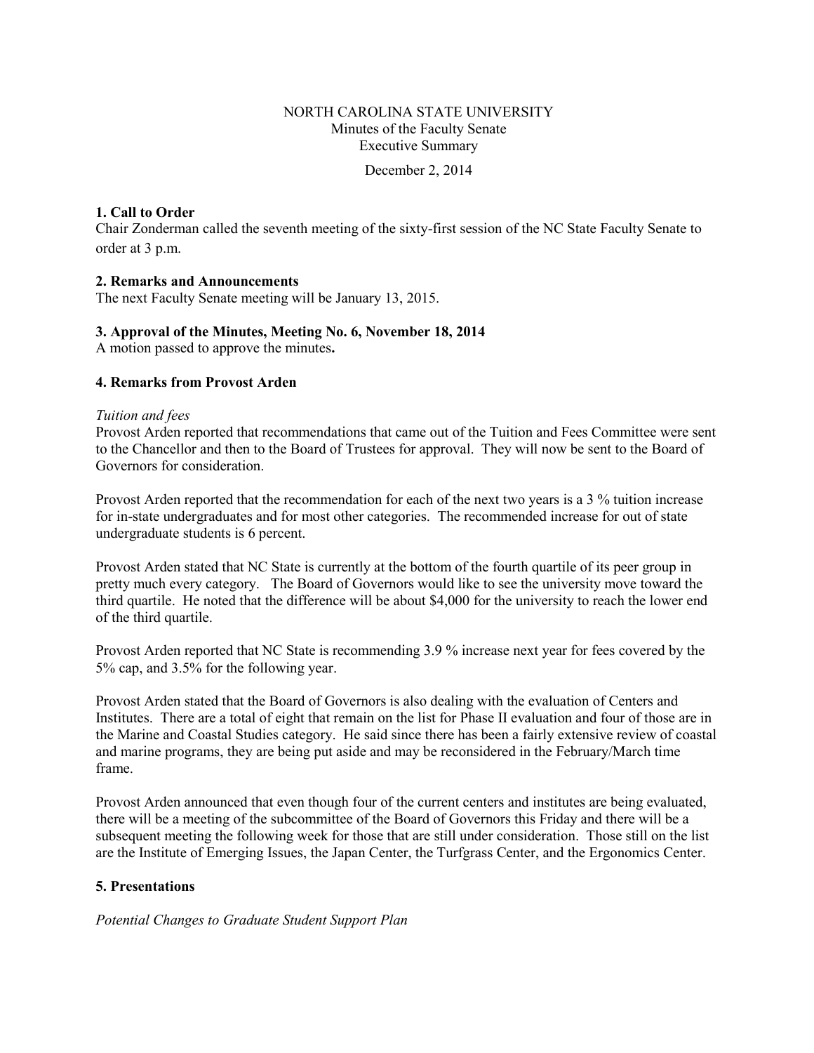NORTH CAROLINA STATE UNIVERSITY
Minutes of the Faculty Senate
Executive Summary

December 2, 2014

**1. Call to Order**
Chair Zonderman called the seventh meeting of the sixty-first session of the NC State Faculty Senate to order at 3 p.m.

**2. Remarks and Announcements**
The next Faculty Senate meeting will be January 13, 2015.

**3. Approval of the Minutes, Meeting No. 6, November 18, 2014**
A motion passed to approve the minutes**.**

**4. Remarks from Provost Arden**

*Tuition and fees*
Provost Arden reported that recommendations that came out of the Tuition and Fees Committee were sent to the Chancellor and then to the Board of Trustees for approval. They will now be sent to the Board of Governors for consideration.

Provost Arden reported that the recommendation for each of the next two years is a 3 % tuition increase for in-state undergraduates and for most other categories. The recommended increase for out of state undergraduate students is 6 percent.

Provost Arden stated that NC State is currently at the bottom of the fourth quartile of its peer group in pretty much every category. The Board of Governors would like to see the university move toward the third quartile. He noted that the difference will be about $4,000 for the university to reach the lower end of the third quartile.

Provost Arden reported that NC State is recommending 3.9 % increase next year for fees covered by the 5% cap, and 3.5% for the following year.

Provost Arden stated that the Board of Governors is also dealing with the evaluation of Centers and Institutes. There are a total of eight that remain on the list for Phase II evaluation and four of those are in the Marine and Coastal Studies category. He said since there has been a fairly extensive review of coastal and marine programs, they are being put aside and may be reconsidered in the February/March time frame.

Provost Arden announced that even though four of the current centers and institutes are being evaluated, there will be a meeting of the subcommittee of the Board of Governors this Friday and there will be a subsequent meeting the following week for those that are still under consideration. Those still on the list are the Institute of Emerging Issues, the Japan Center, the Turfgrass Center, and the Ergonomics Center.

**5. Presentations**

*Potential Changes to Graduate Student Support Plan*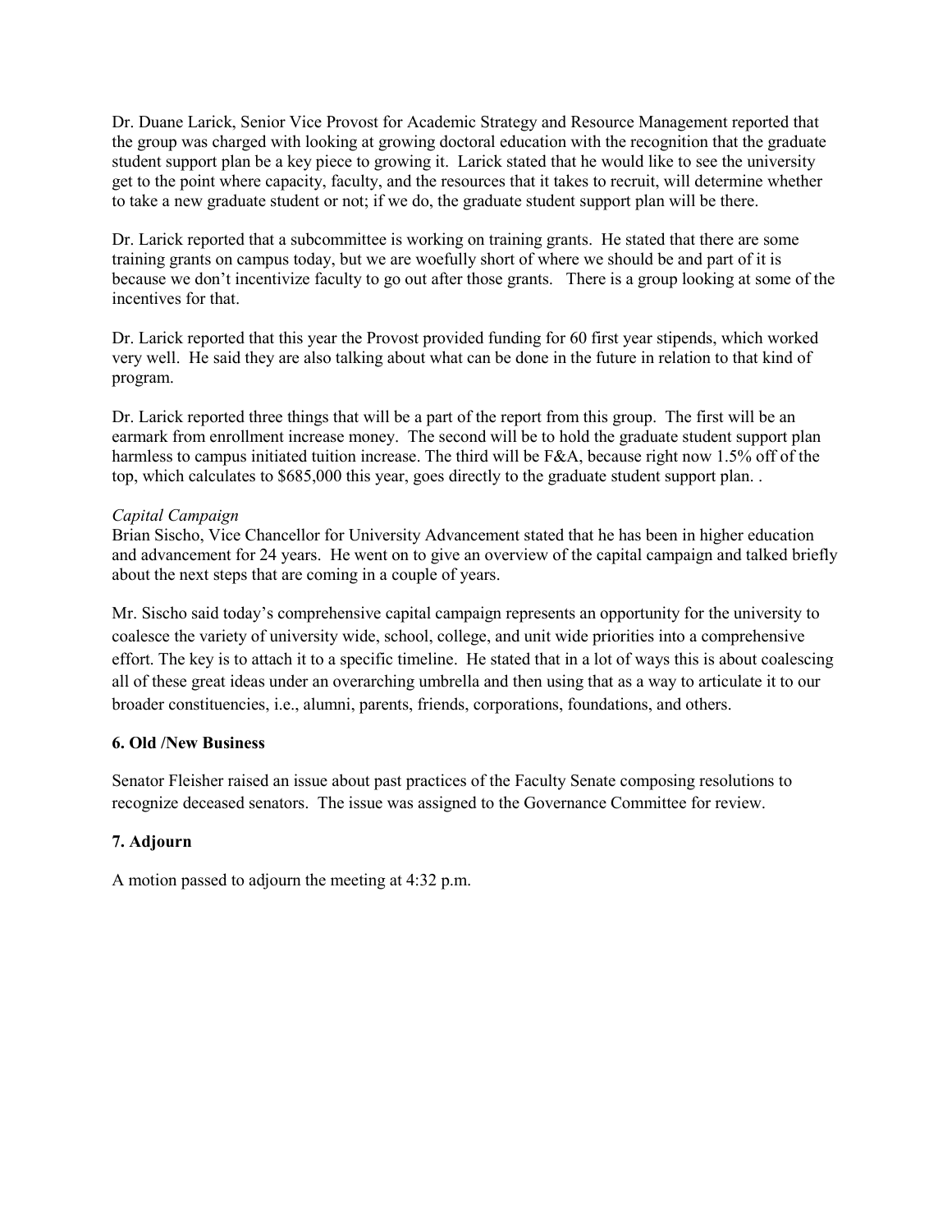Dr. Duane Larick, Senior Vice Provost for Academic Strategy and Resource Management reported that the group was charged with looking at growing doctoral education with the recognition that the graduate student support plan be a key piece to growing it. Larick stated that he would like to see the university get to the point where capacity, faculty, and the resources that it takes to recruit, will determine whether to take a new graduate student or not; if we do, the graduate student support plan will be there.

Dr. Larick reported that a subcommittee is working on training grants. He stated that there are some training grants on campus today, but we are woefully short of where we should be and part of it is because we don't incentivize faculty to go out after those grants. There is a group looking at some of the incentives for that.

Dr. Larick reported that this year the Provost provided funding for 60 first year stipends, which worked very well. He said they are also talking about what can be done in the future in relation to that kind of program.

Dr. Larick reported three things that will be a part of the report from this group. The first will be an earmark from enrollment increase money. The second will be to hold the graduate student support plan harmless to campus initiated tuition increase. The third will be F&A, because right now 1.5% off of the top, which calculates to $685,000 this year, goes directly to the graduate student support plan. .

*Capital Campaign*
Brian Sischo, Vice Chancellor for University Advancement stated that he has been in higher education and advancement for 24 years. He went on to give an overview of the capital campaign and talked briefly about the next steps that are coming in a couple of years.

Mr. Sischo said today's comprehensive capital campaign represents an opportunity for the university to coalesce the variety of university wide, school, college, and unit wide priorities into a comprehensive effort. The key is to attach it to a specific timeline. He stated that in a lot of ways this is about coalescing all of these great ideas under an overarching umbrella and then using that as a way to articulate it to our broader constituencies, i.e., alumni, parents, friends, corporations, foundations, and others.

**6. Old /New Business**

Senator Fleisher raised an issue about past practices of the Faculty Senate composing resolutions to recognize deceased senators. The issue was assigned to the Governance Committee for review.

**7. Adjourn**

A motion passed to adjourn the meeting at 4:32 p.m.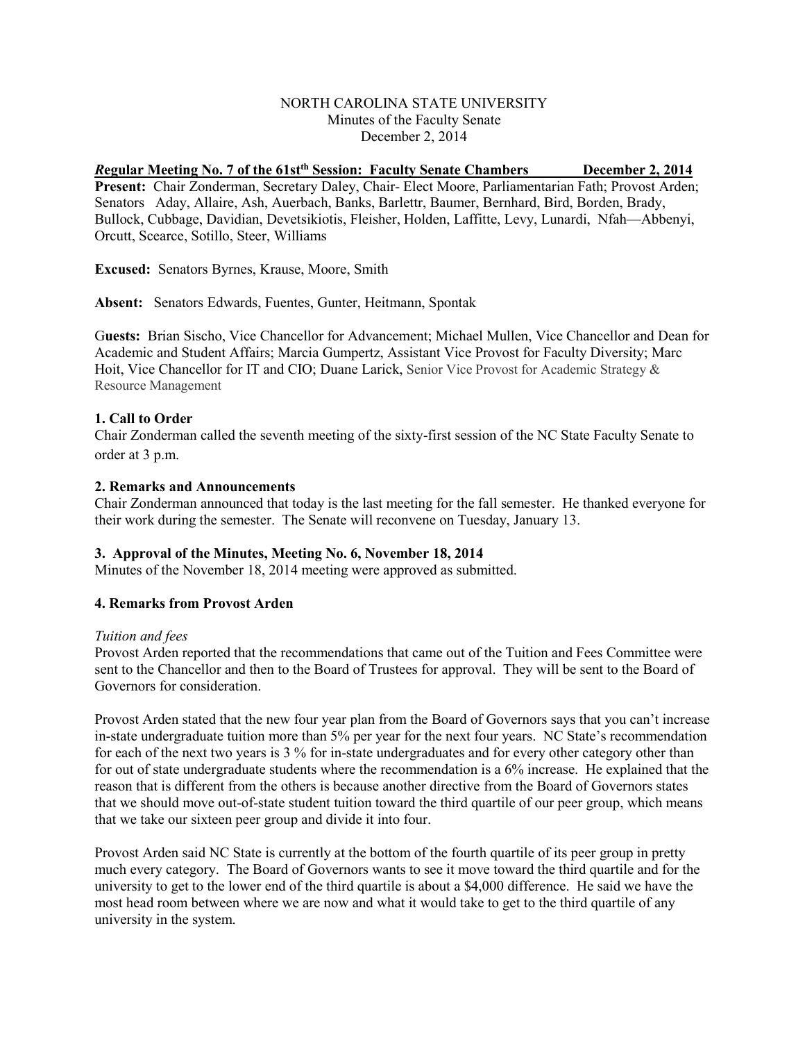NORTH CAROLINA STATE UNIVERSITY
Minutes of the Faculty Senate
December 2, 2014

***R*egular Meeting No. 7 of the 61st[th] Session: Faculty Senate Chambers December 2, 2014**

**Present:** Chair Zonderman, Secretary Daley, Chair- Elect Moore, Parliamentarian Fath; Provost Arden; Senators Aday, Allaire, Ash, Auerbach, Banks, Barlettr, Baumer, Bernhard, Bird, Borden, Brady, Bullock, Cubbage, Davidian, Devetsikiotis, Fleisher, Holden, Laffitte, Levy, Lunardi, Nfah—Abbenyi, Orcutt, Scearce, Sotillo, Steer, Williams

**Excused:** Senators Byrnes, Krause, Moore, Smith

**Absent:** Senators Edwards, Fuentes, Gunter, Heitmann, Spontak

**Guests:** Brian Sischo, Vice Chancellor for Advancement; Michael Mullen, Vice Chancellor and Dean for Academic and Student Affairs; Marcia Gumpertz, Assistant Vice Provost for Faculty Diversity; Marc Hoit, Vice Chancellor for IT and CIO; Duane Larick, Senior Vice Provost for Academic Strategy & Resource Management

**1. Call to Order**

Chair Zonderman called the seventh meeting of the sixty-first session of the NC State Faculty Senate to order at 3 p.m.

**2. Remarks and Announcements**

Chair Zonderman announced that today is the last meeting for the fall semester. He thanked everyone for their work during the semester. The Senate will reconvene on Tuesday, January 13.

**3. Approval of the Minutes, Meeting No. 6, November 18, 2014**

Minutes of the November 18, 2014 meeting were approved as submitted.

**4. Remarks from Provost Arden**

*Tuition and fees*

Provost Arden reported that the recommendations that came out of the Tuition and Fees Committee were sent to the Chancellor and then to the Board of Trustees for approval. They will be sent to the Board of Governors for consideration.

Provost Arden stated that the new four year plan from the Board of Governors says that you can't increase in-state undergraduate tuition more than 5% per year for the next four years. NC State's recommendation for each of the next two years is 3 % for in-state undergraduates and for every other category other than for out of state undergraduate students where the recommendation is a 6% increase. He explained that the reason that is different from the others is because another directive from the Board of Governors states that we should move out-of-state student tuition toward the third quartile of our peer group, which means that we take our sixteen peer group and divide it into four.

Provost Arden said NC State is currently at the bottom of the fourth quartile of its peer group in pretty much every category. The Board of Governors wants to see it move toward the third quartile and for the university to get to the lower end of the third quartile is about a $4,000 difference. He said we have the most head room between where we are now and what it would take to get to the third quartile of any university in the system.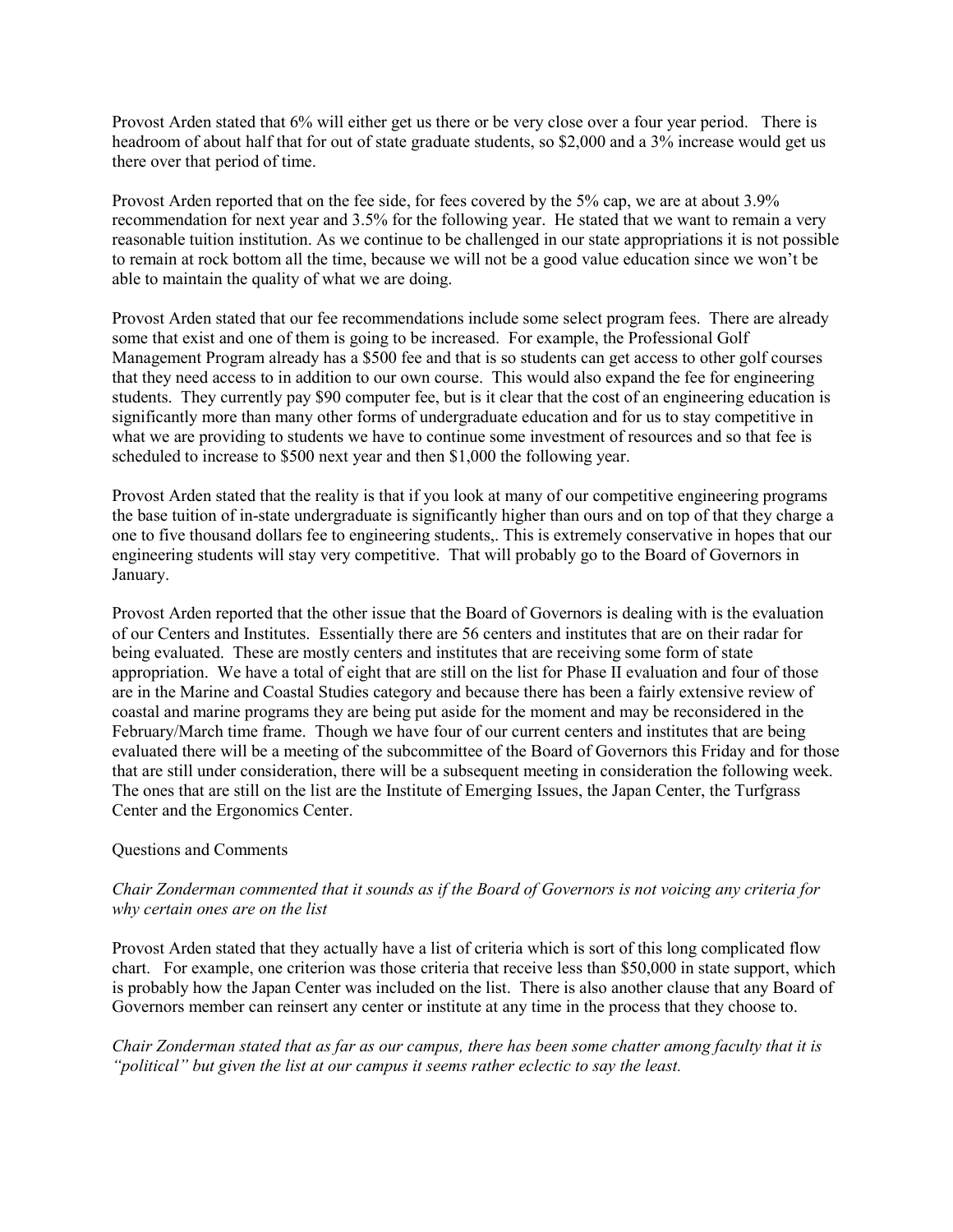Provost Arden stated that 6% will either get us there or be very close over a four year period. There is headroom of about half that for out of state graduate students, so $2,000 and a 3% increase would get us there over that period of time.

Provost Arden reported that on the fee side, for fees covered by the 5% cap, we are at about 3.9% recommendation for next year and 3.5% for the following year. He stated that we want to remain a very reasonable tuition institution. As we continue to be challenged in our state appropriations it is not possible to remain at rock bottom all the time, because we will not be a good value education since we won't be able to maintain the quality of what we are doing.

Provost Arden stated that our fee recommendations include some select program fees. There are already some that exist and one of them is going to be increased. For example, the Professional Golf Management Program already has a $500 fee and that is so students can get access to other golf courses that they need access to in addition to our own course. This would also expand the fee for engineering students. They currently pay $90 computer fee, but is it clear that the cost of an engineering education is significantly more than many other forms of undergraduate education and for us to stay competitive in what we are providing to students we have to continue some investment of resources and so that fee is scheduled to increase to $500 next year and then $1,000 the following year.

Provost Arden stated that the reality is that if you look at many of our competitive engineering programs the base tuition of in-state undergraduate is significantly higher than ours and on top of that they charge a one to five thousand dollars fee to engineering students,. This is extremely conservative in hopes that our engineering students will stay very competitive. That will probably go to the Board of Governors in January.

Provost Arden reported that the other issue that the Board of Governors is dealing with is the evaluation of our Centers and Institutes. Essentially there are 56 centers and institutes that are on their radar for being evaluated. These are mostly centers and institutes that are receiving some form of state appropriation. We have a total of eight that are still on the list for Phase II evaluation and four of those are in the Marine and Coastal Studies category and because there has been a fairly extensive review of coastal and marine programs they are being put aside for the moment and may be reconsidered in the February/March time frame. Though we have four of our current centers and institutes that are being evaluated there will be a meeting of the subcommittee of the Board of Governors this Friday and for those that are still under consideration, there will be a subsequent meeting in consideration the following week. The ones that are still on the list are the Institute of Emerging Issues, the Japan Center, the Turfgrass Center and the Ergonomics Center.

Questions and Comments

*Chair Zonderman commented that it sounds as if the Board of Governors is not voicing any criteria for why certain ones are on the list*

Provost Arden stated that they actually have a list of criteria which is sort of this long complicated flow chart. For example, one criterion was those criteria that receive less than $50,000 in state support, which is probably how the Japan Center was included on the list. There is also another clause that any Board of Governors member can reinsert any center or institute at any time in the process that they choose to.

*Chair Zonderman stated that as far as our campus, there has been some chatter among faculty that it is "political" but given the list at our campus it seems rather eclectic to say the least.*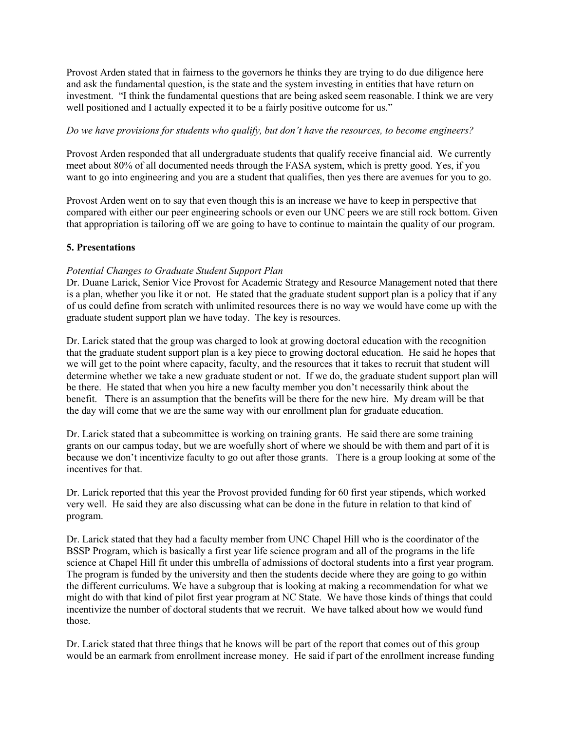Provost Arden stated that in fairness to the governors he thinks they are trying to do due diligence here and ask the fundamental question, is the state and the system investing in entities that have return on investment. "I think the fundamental questions that are being asked seem reasonable. I think we are very well positioned and I actually expected it to be a fairly positive outcome for us."

*Do we have provisions for students who qualify, but don't have the resources, to become engineers?*

Provost Arden responded that all undergraduate students that qualify receive financial aid. We currently meet about 80% of all documented needs through the FASA system, which is pretty good. Yes, if you want to go into engineering and you are a student that qualifies, then yes there are avenues for you to go.

Provost Arden went on to say that even though this is an increase we have to keep in perspective that compared with either our peer engineering schools or even our UNC peers we are still rock bottom. Given that appropriation is tailoring off we are going to have to continue to maintain the quality of our program.

**5. Presentations**

*Potential Changes to Graduate Student Support Plan*

Dr. Duane Larick, Senior Vice Provost for Academic Strategy and Resource Management noted that there is a plan, whether you like it or not. He stated that the graduate student support plan is a policy that if any of us could define from scratch with unlimited resources there is no way we would have come up with the graduate student support plan we have today. The key is resources.

Dr. Larick stated that the group was charged to look at growing doctoral education with the recognition that the graduate student support plan is a key piece to growing doctoral education. He said he hopes that we will get to the point where capacity, faculty, and the resources that it takes to recruit that student will determine whether we take a new graduate student or not. If we do, the graduate student support plan will be there. He stated that when you hire a new faculty member you don't necessarily think about the benefit. There is an assumption that the benefits will be there for the new hire. My dream will be that the day will come that we are the same way with our enrollment plan for graduate education.

Dr. Larick stated that a subcommittee is working on training grants. He said there are some training grants on our campus today, but we are woefully short of where we should be with them and part of it is because we don't incentivize faculty to go out after those grants. There is a group looking at some of the incentives for that.

Dr. Larick reported that this year the Provost provided funding for 60 first year stipends, which worked very well. He said they are also discussing what can be done in the future in relation to that kind of program.

Dr. Larick stated that they had a faculty member from UNC Chapel Hill who is the coordinator of the BSSP Program, which is basically a first year life science program and all of the programs in the life science at Chapel Hill fit under this umbrella of admissions of doctoral students into a first year program. The program is funded by the university and then the students decide where they are going to go within the different curriculums. We have a subgroup that is looking at making a recommendation for what we might do with that kind of pilot first year program at NC State. We have those kinds of things that could incentivize the number of doctoral students that we recruit. We have talked about how we would fund those.

Dr. Larick stated that three things that he knows will be part of the report that comes out of this group would be an earmark from enrollment increase money. He said if part of the enrollment increase funding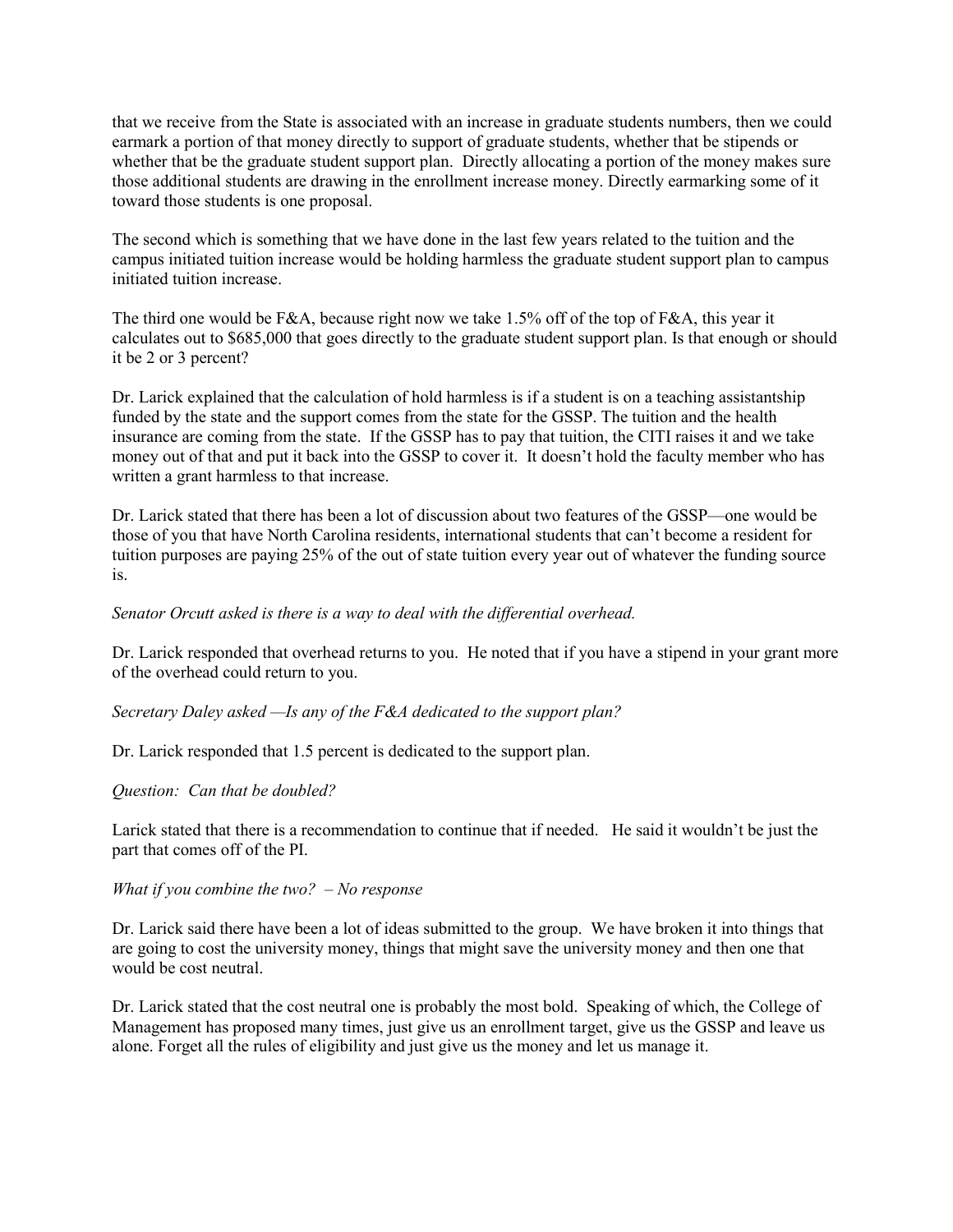that we receive from the State is associated with an increase in graduate students numbers, then we could earmark a portion of that money directly to support of graduate students, whether that be stipends or whether that be the graduate student support plan. Directly allocating a portion of the money makes sure those additional students are drawing in the enrollment increase money. Directly earmarking some of it toward those students is one proposal.

The second which is something that we have done in the last few years related to the tuition and the campus initiated tuition increase would be holding harmless the graduate student support plan to campus initiated tuition increase.

The third one would be F&A, because right now we take 1.5% off of the top of F&A, this year it calculates out to $685,000 that goes directly to the graduate student support plan. Is that enough or should it be 2 or 3 percent?

Dr. Larick explained that the calculation of hold harmless is if a student is on a teaching assistantship funded by the state and the support comes from the state for the GSSP. The tuition and the health insurance are coming from the state. If the GSSP has to pay that tuition, the CITI raises it and we take money out of that and put it back into the GSSP to cover it. It doesn't hold the faculty member who has written a grant harmless to that increase.

Dr. Larick stated that there has been a lot of discussion about two features of the GSSP—one would be those of you that have North Carolina residents, international students that can't become a resident for tuition purposes are paying 25% of the out of state tuition every year out of whatever the funding source is.

*Senator Orcutt asked is there is a way to deal with the differential overhead.*

Dr. Larick responded that overhead returns to you. He noted that if you have a stipend in your grant more of the overhead could return to you.

*Secretary Daley asked —Is any of the F&A dedicated to the support plan?*

Dr. Larick responded that 1.5 percent is dedicated to the support plan.

*Question: Can that be doubled?*

Larick stated that there is a recommendation to continue that if needed. He said it wouldn't be just the part that comes off of the PI.

*What if you combine the two? – No response*

Dr. Larick said there have been a lot of ideas submitted to the group. We have broken it into things that are going to cost the university money, things that might save the university money and then one that would be cost neutral.

Dr. Larick stated that the cost neutral one is probably the most bold. Speaking of which, the College of Management has proposed many times, just give us an enrollment target, give us the GSSP and leave us alone. Forget all the rules of eligibility and just give us the money and let us manage it.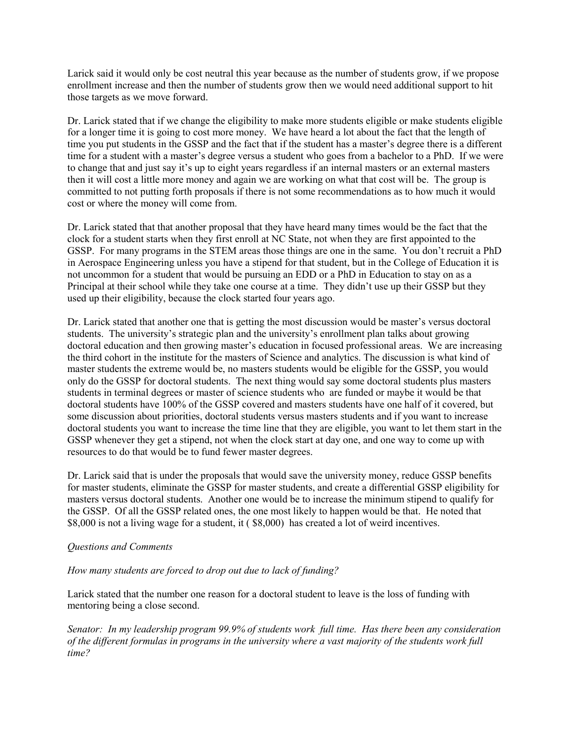Larick said it would only be cost neutral this year because as the number of students grow, if we propose enrollment increase and then the number of students grow then we would need additional support to hit those targets as we move forward.

Dr. Larick stated that if we change the eligibility to make more students eligible or make students eligible for a longer time it is going to cost more money. We have heard a lot about the fact that the length of time you put students in the GSSP and the fact that if the student has a master's degree there is a different time for a student with a master's degree versus a student who goes from a bachelor to a PhD. If we were to change that and just say it's up to eight years regardless if an internal masters or an external masters then it will cost a little more money and again we are working on what that cost will be. The group is committed to not putting forth proposals if there is not some recommendations as to how much it would cost or where the money will come from.

Dr. Larick stated that that another proposal that they have heard many times would be the fact that the clock for a student starts when they first enroll at NC State, not when they are first appointed to the GSSP. For many programs in the STEM areas those things are one in the same. You don't recruit a PhD in Aerospace Engineering unless you have a stipend for that student, but in the College of Education it is not uncommon for a student that would be pursuing an EDD or a PhD in Education to stay on as a Principal at their school while they take one course at a time. They didn't use up their GSSP but they used up their eligibility, because the clock started four years ago.

Dr. Larick stated that another one that is getting the most discussion would be master's versus doctoral students. The university's strategic plan and the university's enrollment plan talks about growing doctoral education and then growing master's education in focused professional areas. We are increasing the third cohort in the institute for the masters of Science and analytics. The discussion is what kind of master students the extreme would be, no masters students would be eligible for the GSSP, you would only do the GSSP for doctoral students. The next thing would say some doctoral students plus masters students in terminal degrees or master of science students who are funded or maybe it would be that doctoral students have 100% of the GSSP covered and masters students have one half of it covered, but some discussion about priorities, doctoral students versus masters students and if you want to increase doctoral students you want to increase the time line that they are eligible, you want to let them start in the GSSP whenever they get a stipend, not when the clock start at day one, and one way to come up with resources to do that would be to fund fewer master degrees.

Dr. Larick said that is under the proposals that would save the university money, reduce GSSP benefits for master students, eliminate the GSSP for master students, and create a differential GSSP eligibility for masters versus doctoral students. Another one would be to increase the minimum stipend to qualify for the GSSP. Of all the GSSP related ones, the one most likely to happen would be that. He noted that $8,000 is not a living wage for a student, it ( $8,000) has created a lot of weird incentives.

*Questions and Comments*

*How many students are forced to drop out due to lack of funding?*

Larick stated that the number one reason for a doctoral student to leave is the loss of funding with mentoring being a close second.

*Senator: In my leadership program 99.9% of students work full time. Has there been any consideration of the different formulas in programs in the university where a vast majority of the students work full time?*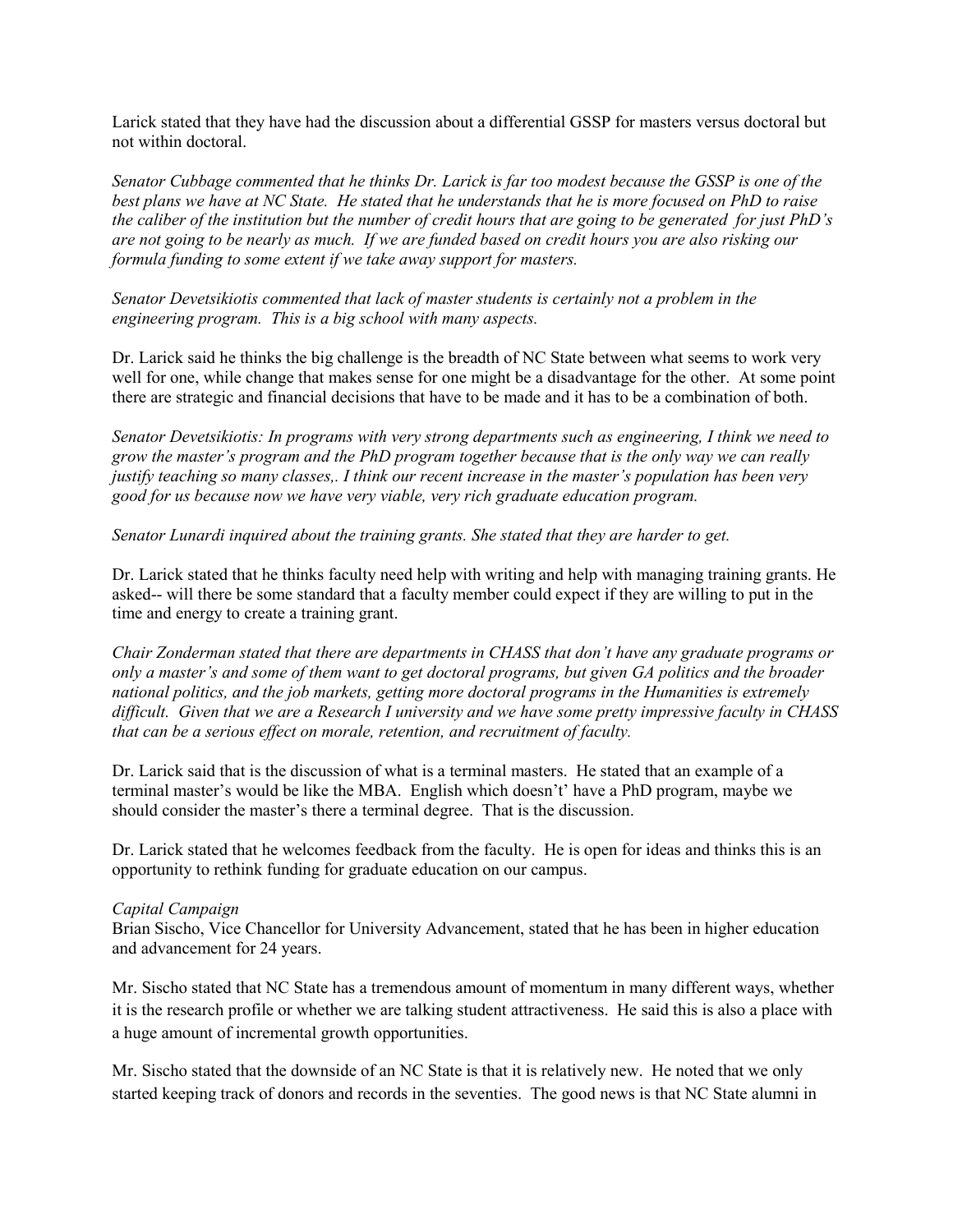Larick stated that they have had the discussion about a differential GSSP for masters versus doctoral but not within doctoral.

*Senator Cubbage commented that he thinks Dr. Larick is far too modest because the GSSP is one of the best plans we have at NC State. He stated that he understands that he is more focused on PhD to raise the caliber of the institution but the number of credit hours that are going to be generated for just PhD's are not going to be nearly as much. If we are funded based on credit hours you are also risking our formula funding to some extent if we take away support for masters.*

*Senator Devetsikiotis commented that lack of master students is certainly not a problem in the engineering program. This is a big school with many aspects.*

Dr. Larick said he thinks the big challenge is the breadth of NC State between what seems to work very well for one, while change that makes sense for one might be a disadvantage for the other. At some point there are strategic and financial decisions that have to be made and it has to be a combination of both.

*Senator Devetsikiotis: In programs with very strong departments such as engineering, I think we need to grow the master's program and the PhD program together because that is the only way we can really justify teaching so many classes,. I think our recent increase in the master's population has been very good for us because now we have very viable, very rich graduate education program.*

*Senator Lunardi inquired about the training grants. She stated that they are harder to get.*

Dr. Larick stated that he thinks faculty need help with writing and help with managing training grants. He asked-- will there be some standard that a faculty member could expect if they are willing to put in the time and energy to create a training grant.

*Chair Zonderman stated that there are departments in CHASS that don't have any graduate programs or only a master's and some of them want to get doctoral programs, but given GA politics and the broader national politics, and the job markets, getting more doctoral programs in the Humanities is extremely difficult. Given that we are a Research I university and we have some pretty impressive faculty in CHASS that can be a serious effect on morale, retention, and recruitment of faculty.*

Dr. Larick said that is the discussion of what is a terminal masters. He stated that an example of a terminal master's would be like the MBA. English which doesn't' have a PhD program, maybe we should consider the master's there a terminal degree. That is the discussion.

Dr. Larick stated that he welcomes feedback from the faculty. He is open for ideas and thinks this is an opportunity to rethink funding for graduate education on our campus.

*Capital Campaign*

Brian Sischo, Vice Chancellor for University Advancement, stated that he has been in higher education and advancement for 24 years.

Mr. Sischo stated that NC State has a tremendous amount of momentum in many different ways, whether it is the research profile or whether we are talking student attractiveness. He said this is also a place with a huge amount of incremental growth opportunities.

Mr. Sischo stated that the downside of an NC State is that it is relatively new. He noted that we only started keeping track of donors and records in the seventies. The good news is that NC State alumni in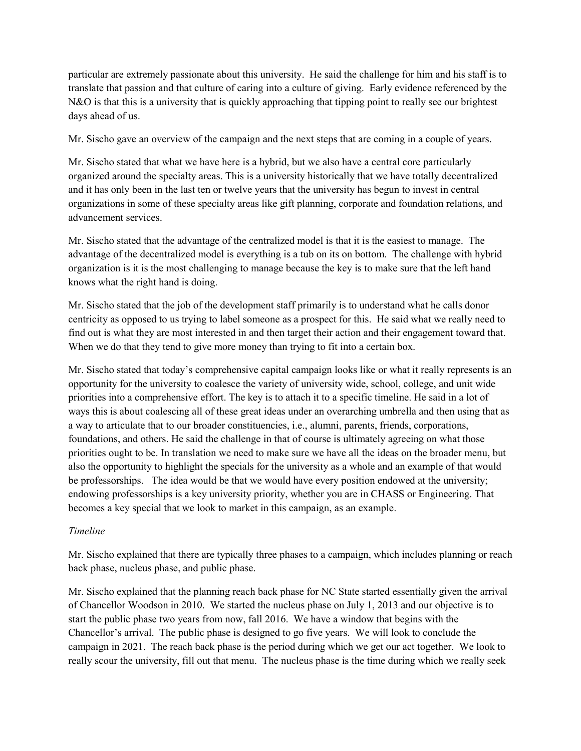particular are extremely passionate about this university. He said the challenge for him and his staff is to translate that passion and that culture of caring into a culture of giving. Early evidence referenced by the N&O is that this is a university that is quickly approaching that tipping point to really see our brightest days ahead of us.

Mr. Sischo gave an overview of the campaign and the next steps that are coming in a couple of years.

Mr. Sischo stated that what we have here is a hybrid, but we also have a central core particularly organized around the specialty areas. This is a university historically that we have totally decentralized and it has only been in the last ten or twelve years that the university has begun to invest in central organizations in some of these specialty areas like gift planning, corporate and foundation relations, and advancement services.

Mr. Sischo stated that the advantage of the centralized model is that it is the easiest to manage. The advantage of the decentralized model is everything is a tub on its on bottom. The challenge with hybrid organization is it is the most challenging to manage because the key is to make sure that the left hand knows what the right hand is doing.

Mr. Sischo stated that the job of the development staff primarily is to understand what he calls donor centricity as opposed to us trying to label someone as a prospect for this. He said what we really need to find out is what they are most interested in and then target their action and their engagement toward that. When we do that they tend to give more money than trying to fit into a certain box.

Mr. Sischo stated that today's comprehensive capital campaign looks like or what it really represents is an opportunity for the university to coalesce the variety of university wide, school, college, and unit wide priorities into a comprehensive effort. The key is to attach it to a specific timeline. He said in a lot of ways this is about coalescing all of these great ideas under an overarching umbrella and then using that as a way to articulate that to our broader constituencies, i.e., alumni, parents, friends, corporations, foundations, and others. He said the challenge in that of course is ultimately agreeing on what those priorities ought to be. In translation we need to make sure we have all the ideas on the broader menu, but also the opportunity to highlight the specials for the university as a whole and an example of that would be professorships. The idea would be that we would have every position endowed at the university; endowing professorships is a key university priority, whether you are in CHASS or Engineering. That becomes a key special that we look to market in this campaign, as an example.

*Timeline*

Mr. Sischo explained that there are typically three phases to a campaign, which includes planning or reach back phase, nucleus phase, and public phase.

Mr. Sischo explained that the planning reach back phase for NC State started essentially given the arrival of Chancellor Woodson in 2010. We started the nucleus phase on July 1, 2013 and our objective is to start the public phase two years from now, fall 2016. We have a window that begins with the Chancellor's arrival. The public phase is designed to go five years. We will look to conclude the campaign in 2021. The reach back phase is the period during which we get our act together. We look to really scour the university, fill out that menu. The nucleus phase is the time during which we really seek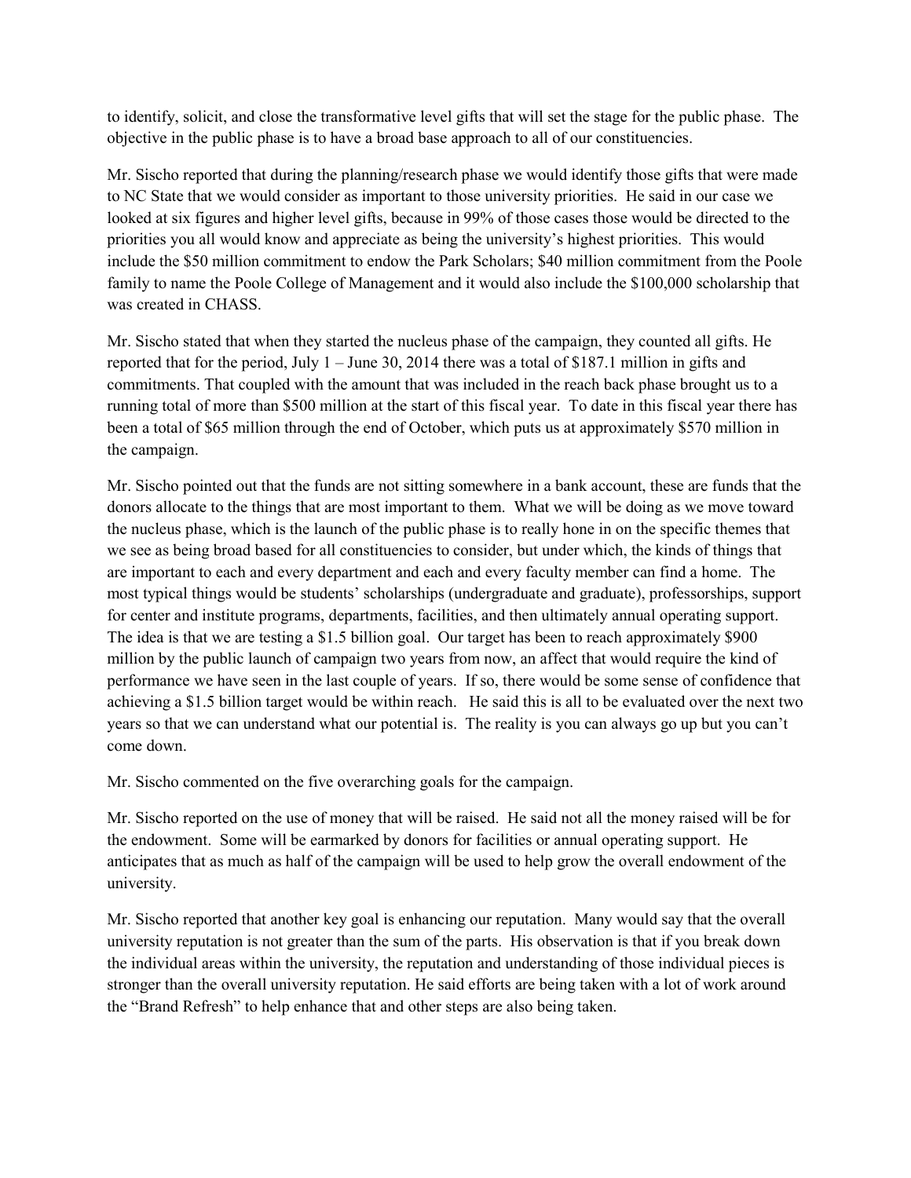to identify, solicit, and close the transformative level gifts that will set the stage for the public phase. The objective in the public phase is to have a broad base approach to all of our constituencies.

Mr. Sischo reported that during the planning/research phase we would identify those gifts that were made to NC State that we would consider as important to those university priorities. He said in our case we looked at six figures and higher level gifts, because in 99% of those cases those would be directed to the priorities you all would know and appreciate as being the university's highest priorities. This would include the $50 million commitment to endow the Park Scholars; $40 million commitment from the Poole family to name the Poole College of Management and it would also include the $100,000 scholarship that was created in CHASS.

Mr. Sischo stated that when they started the nucleus phase of the campaign, they counted all gifts. He reported that for the period, July 1 – June 30, 2014 there was a total of $187.1 million in gifts and commitments. That coupled with the amount that was included in the reach back phase brought us to a running total of more than $500 million at the start of this fiscal year. To date in this fiscal year there has been a total of $65 million through the end of October, which puts us at approximately $570 million in the campaign.

Mr. Sischo pointed out that the funds are not sitting somewhere in a bank account, these are funds that the donors allocate to the things that are most important to them. What we will be doing as we move toward the nucleus phase, which is the launch of the public phase is to really hone in on the specific themes that we see as being broad based for all constituencies to consider, but under which, the kinds of things that are important to each and every department and each and every faculty member can find a home. The most typical things would be students' scholarships (undergraduate and graduate), professorships, support for center and institute programs, departments, facilities, and then ultimately annual operating support. The idea is that we are testing a $1.5 billion goal. Our target has been to reach approximately $900 million by the public launch of campaign two years from now, an affect that would require the kind of performance we have seen in the last couple of years. If so, there would be some sense of confidence that achieving a $1.5 billion target would be within reach. He said this is all to be evaluated over the next two years so that we can understand what our potential is. The reality is you can always go up but you can't come down.

Mr. Sischo commented on the five overarching goals for the campaign.

Mr. Sischo reported on the use of money that will be raised. He said not all the money raised will be for the endowment. Some will be earmarked by donors for facilities or annual operating support. He anticipates that as much as half of the campaign will be used to help grow the overall endowment of the university.

Mr. Sischo reported that another key goal is enhancing our reputation. Many would say that the overall university reputation is not greater than the sum of the parts. His observation is that if you break down the individual areas within the university, the reputation and understanding of those individual pieces is stronger than the overall university reputation. He said efforts are being taken with a lot of work around the "Brand Refresh" to help enhance that and other steps are also being taken.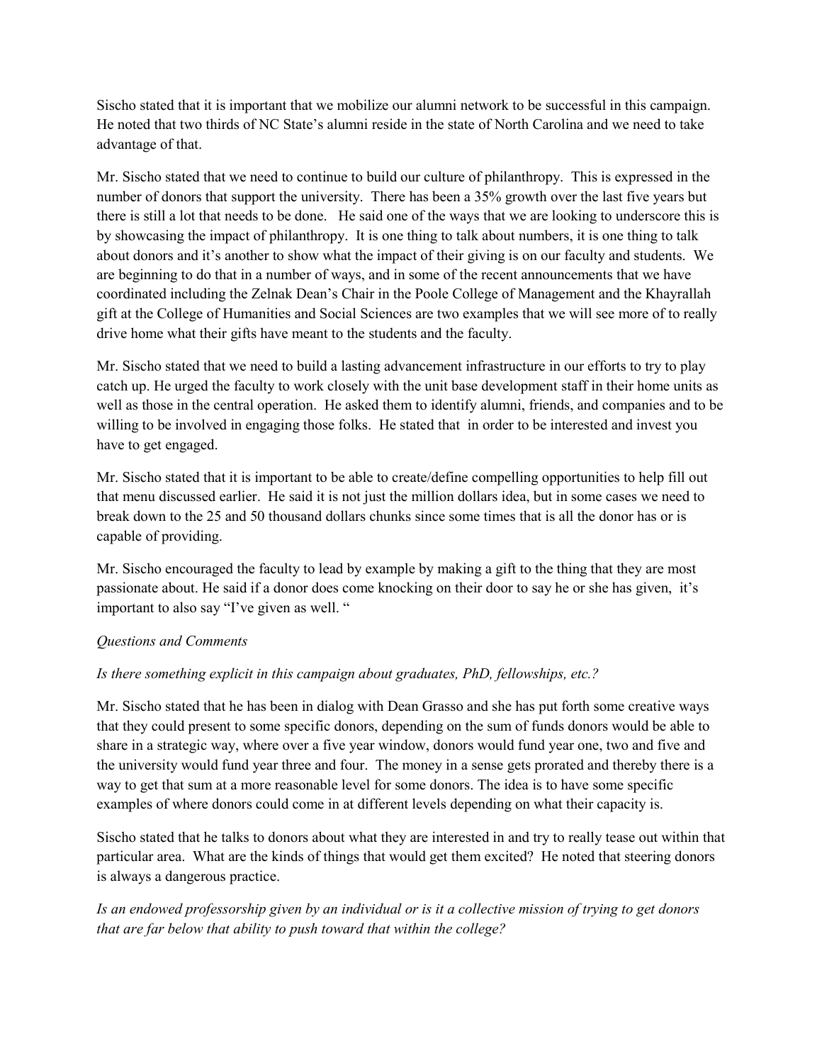Sischo stated that it is important that we mobilize our alumni network to be successful in this campaign. He noted that two thirds of NC State's alumni reside in the state of North Carolina and we need to take advantage of that.

Mr. Sischo stated that we need to continue to build our culture of philanthropy. This is expressed in the number of donors that support the university. There has been a 35% growth over the last five years but there is still a lot that needs to be done. He said one of the ways that we are looking to underscore this is by showcasing the impact of philanthropy. It is one thing to talk about numbers, it is one thing to talk about donors and it's another to show what the impact of their giving is on our faculty and students. We are beginning to do that in a number of ways, and in some of the recent announcements that we have coordinated including the Zelnak Dean's Chair in the Poole College of Management and the Khayrallah gift at the College of Humanities and Social Sciences are two examples that we will see more of to really drive home what their gifts have meant to the students and the faculty.

Mr. Sischo stated that we need to build a lasting advancement infrastructure in our efforts to try to play catch up. He urged the faculty to work closely with the unit base development staff in their home units as well as those in the central operation. He asked them to identify alumni, friends, and companies and to be willing to be involved in engaging those folks. He stated that in order to be interested and invest you have to get engaged.

Mr. Sischo stated that it is important to be able to create/define compelling opportunities to help fill out that menu discussed earlier. He said it is not just the million dollars idea, but in some cases we need to break down to the 25 and 50 thousand dollars chunks since some times that is all the donor has or is capable of providing.

Mr. Sischo encouraged the faculty to lead by example by making a gift to the thing that they are most passionate about. He said if a donor does come knocking on their door to say he or she has given, it's important to also say "I've given as well. "

*Questions and Comments*

*Is there something explicit in this campaign about graduates, PhD, fellowships, etc.?*

Mr. Sischo stated that he has been in dialog with Dean Grasso and she has put forth some creative ways that they could present to some specific donors, depending on the sum of funds donors would be able to share in a strategic way, where over a five year window, donors would fund year one, two and five and the university would fund year three and four. The money in a sense gets prorated and thereby there is a way to get that sum at a more reasonable level for some donors. The idea is to have some specific examples of where donors could come in at different levels depending on what their capacity is.

Sischo stated that he talks to donors about what they are interested in and try to really tease out within that particular area. What are the kinds of things that would get them excited? He noted that steering donors is always a dangerous practice.

*Is an endowed professorship given by an individual or is it a collective mission of trying to get donors that are far below that ability to push toward that within the college?*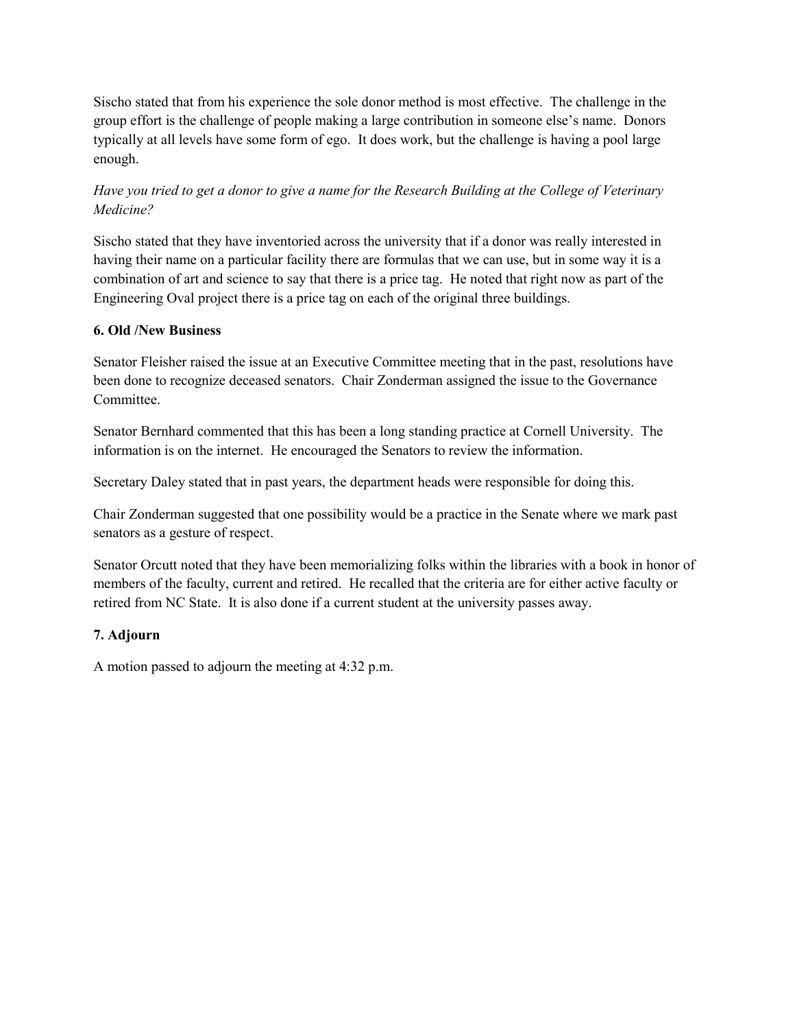Sischo stated that from his experience the sole donor method is most effective. The challenge in the group effort is the challenge of people making a large contribution in someone else's name. Donors typically at all levels have some form of ego. It does work, but the challenge is having a pool large enough.

*Have you tried to get a donor to give a name for the Research Building at the College of Veterinary Medicine?*

Sischo stated that they have inventoried across the university that if a donor was really interested in having their name on a particular facility there are formulas that we can use, but in some way it is a combination of art and science to say that there is a price tag. He noted that right now as part of the Engineering Oval project there is a price tag on each of the original three buildings.

**6. Old /New Business**

Senator Fleisher raised the issue at an Executive Committee meeting that in the past, resolutions have been done to recognize deceased senators. Chair Zonderman assigned the issue to the Governance Committee.

Senator Bernhard commented that this has been a long standing practice at Cornell University. The information is on the internet. He encouraged the Senators to review the information.

Secretary Daley stated that in past years, the department heads were responsible for doing this.

Chair Zonderman suggested that one possibility would be a practice in the Senate where we mark past senators as a gesture of respect.

Senator Orcutt noted that they have been memorializing folks within the libraries with a book in honor of members of the faculty, current and retired. He recalled that the criteria are for either active faculty or retired from NC State. It is also done if a current student at the university passes away.

**7. Adjourn**

A motion passed to adjourn the meeting at 4:32 p.m.